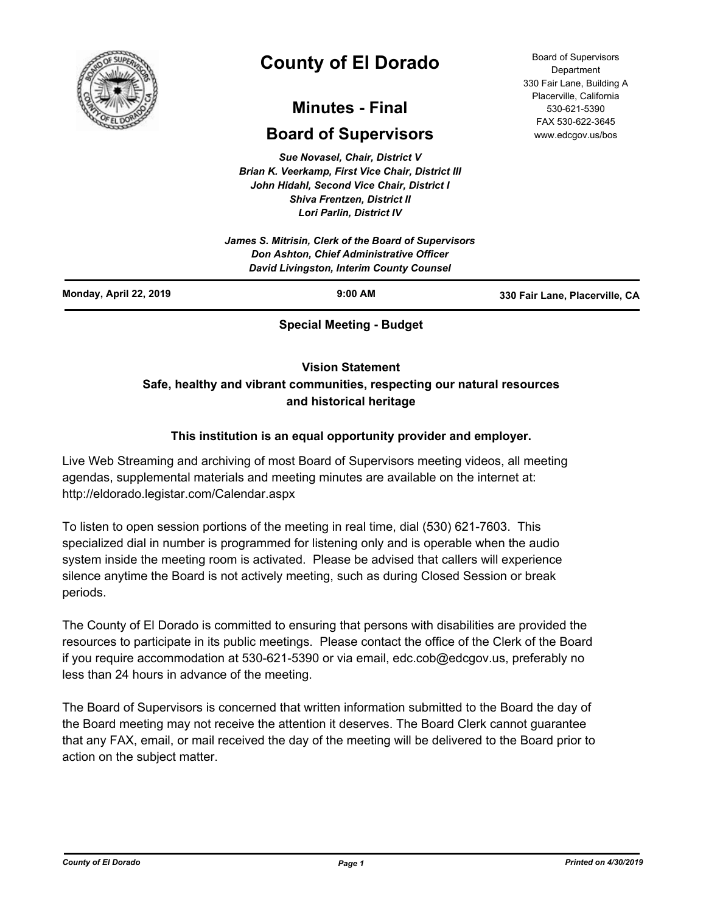# County of El Dorado

## Minutes - Final

## Board of Supervisors

Board of Supervisors Department
330 Fair Lane, Building A
Placerville, California
530-621-5390
FAX 530-622-3645
www.edcgov.us/bos

*Sue Novasel, Chair, District V*
*Brian K. Veerkamp, First Vice Chair, District III*
*John Hidahl, Second Vice Chair, District I*
*Shiva Frentzen, District II*
*Lori Parlin, District IV*

*James S. Mitrisin, Clerk of the Board of Supervisors*
*Don Ashton, Chief Administrative Officer*
*David Livingston, Interim County Counsel*

**Monday, April 22, 2019** | **9:00 AM** | **330 Fair Lane, Placerville, CA**

**Special Meeting - Budget**

**Vision Statement**
**Safe, healthy and vibrant communities, respecting our natural resources and historical heritage**

**This institution is an equal opportunity provider and employer.**

Live Web Streaming and archiving of most Board of Supervisors meeting videos, all meeting agendas, supplemental materials and meeting minutes are available on the internet at: http://eldorado.legistar.com/Calendar.aspx

To listen to open session portions of the meeting in real time, dial (530) 621-7603. This specialized dial in number is programmed for listening only and is operable when the audio system inside the meeting room is activated. Please be advised that callers will experience silence anytime the Board is not actively meeting, such as during Closed Session or break periods.

The County of El Dorado is committed to ensuring that persons with disabilities are provided the resources to participate in its public meetings. Please contact the office of the Clerk of the Board if you require accommodation at 530-621-5390 or via email, edc.cob@edcgov.us, preferably no less than 24 hours in advance of the meeting.

The Board of Supervisors is concerned that written information submitted to the Board the day of the Board meeting may not receive the attention it deserves. The Board Clerk cannot guarantee that any FAX, email, or mail received the day of the meeting will be delivered to the Board prior to action on the subject matter.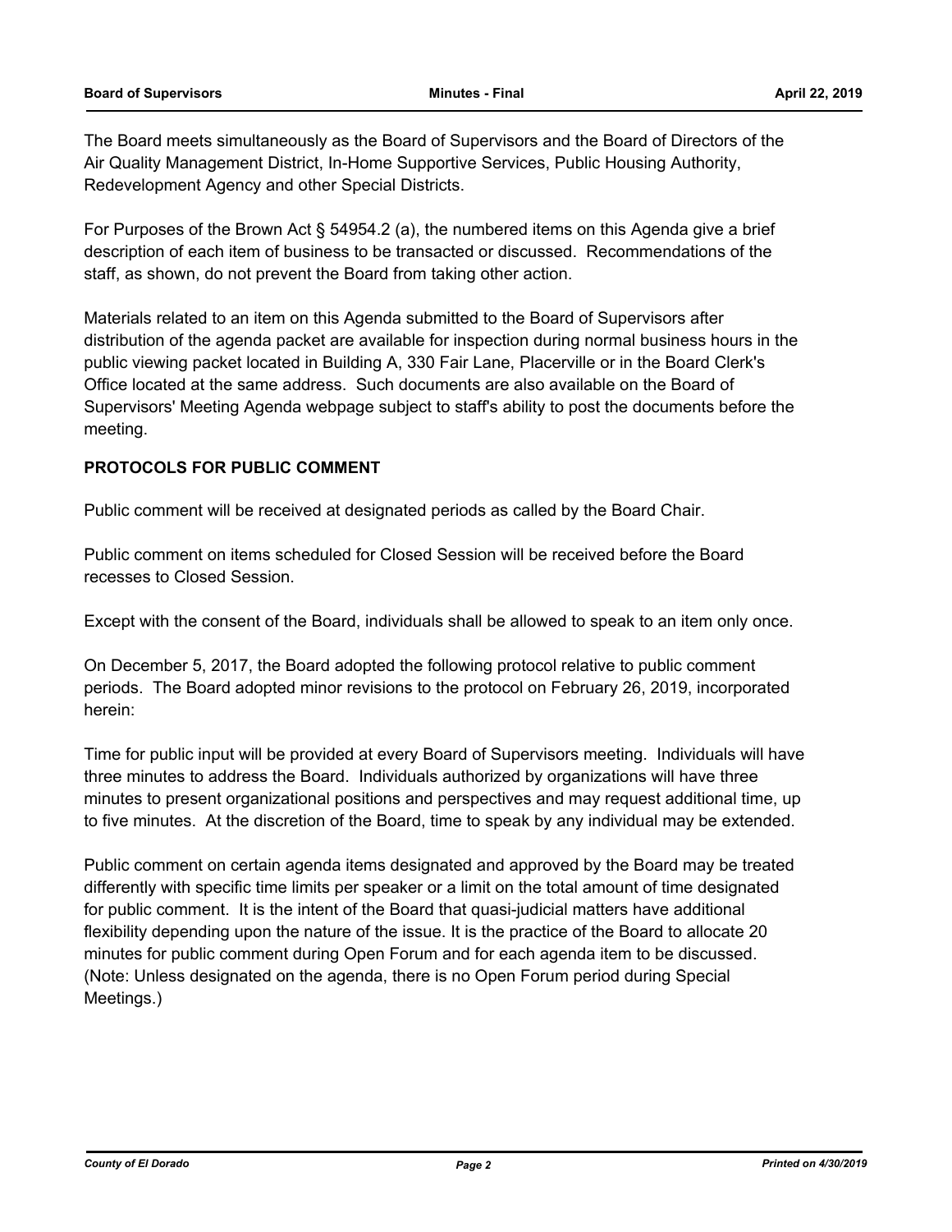The Board meets simultaneously as the Board of Supervisors and the Board of Directors of the Air Quality Management District, In-Home Supportive Services, Public Housing Authority, Redevelopment Agency and other Special Districts.

For Purposes of the Brown Act § 54954.2 (a), the numbered items on this Agenda give a brief description of each item of business to be transacted or discussed. Recommendations of the staff, as shown, do not prevent the Board from taking other action.

Materials related to an item on this Agenda submitted to the Board of Supervisors after distribution of the agenda packet are available for inspection during normal business hours in the public viewing packet located in Building A, 330 Fair Lane, Placerville or in the Board Clerk's Office located at the same address. Such documents are also available on the Board of Supervisors' Meeting Agenda webpage subject to staff's ability to post the documents before the meeting.

**PROTOCOLS FOR PUBLIC COMMENT**

Public comment will be received at designated periods as called by the Board Chair.

Public comment on items scheduled for Closed Session will be received before the Board recesses to Closed Session.

Except with the consent of the Board, individuals shall be allowed to speak to an item only once.

On December 5, 2017, the Board adopted the following protocol relative to public comment periods. The Board adopted minor revisions to the protocol on February 26, 2019, incorporated herein:

Time for public input will be provided at every Board of Supervisors meeting. Individuals will have three minutes to address the Board. Individuals authorized by organizations will have three minutes to present organizational positions and perspectives and may request additional time, up to five minutes. At the discretion of the Board, time to speak by any individual may be extended.

Public comment on certain agenda items designated and approved by the Board may be treated differently with specific time limits per speaker or a limit on the total amount of time designated for public comment. It is the intent of the Board that quasi-judicial matters have additional flexibility depending upon the nature of the issue. It is the practice of the Board to allocate 20 minutes for public comment during Open Forum and for each agenda item to be discussed. (Note: Unless designated on the agenda, there is no Open Forum period during Special Meetings.)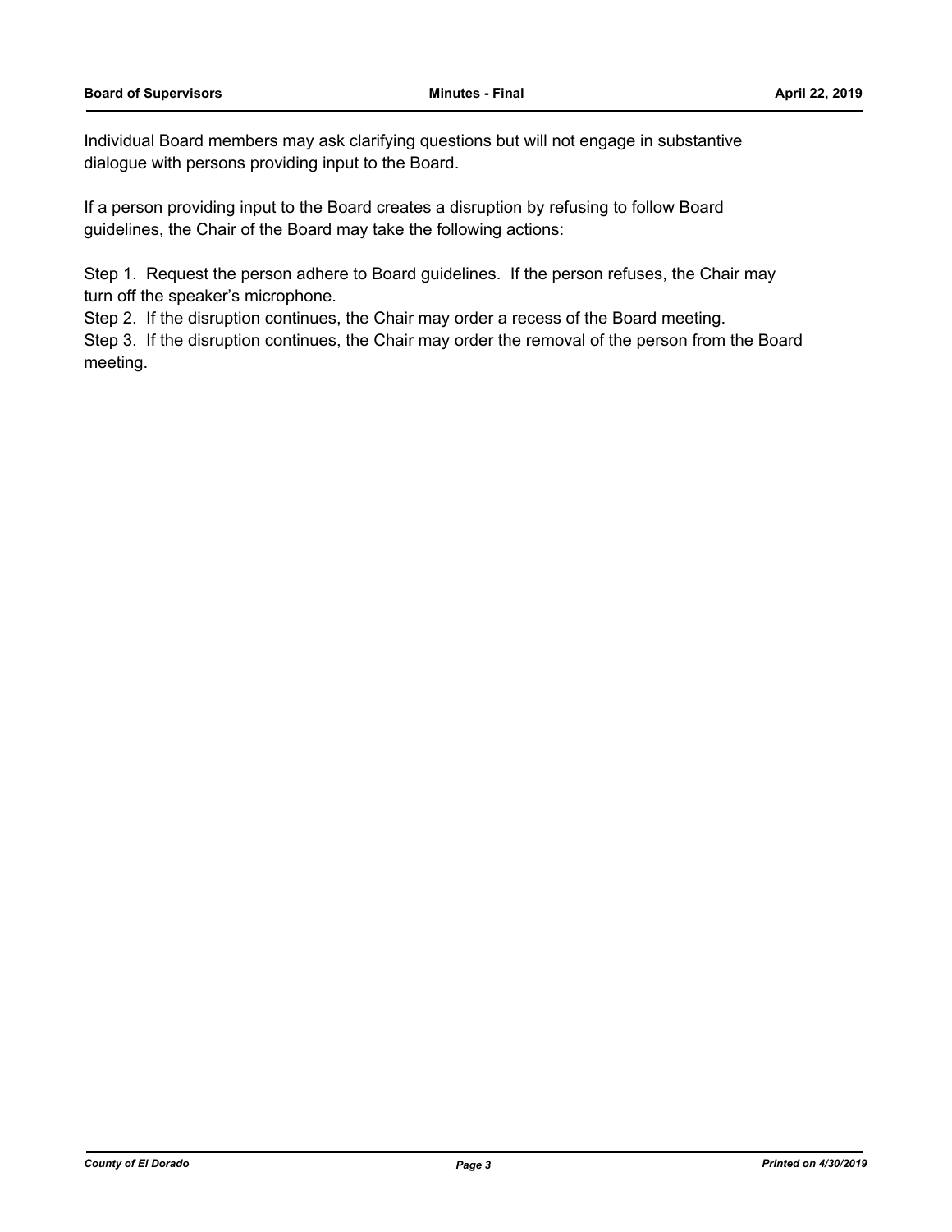Individual Board members may ask clarifying questions but will not engage in substantive dialogue with persons providing input to the Board.

If a person providing input to the Board creates a disruption by refusing to follow Board guidelines, the Chair of the Board may take the following actions:

Step 1. Request the person adhere to Board guidelines. If the person refuses, the Chair may turn off the speaker's microphone.
Step 2. If the disruption continues, the Chair may order a recess of the Board meeting.
Step 3. If the disruption continues, the Chair may order the removal of the person from the Board meeting.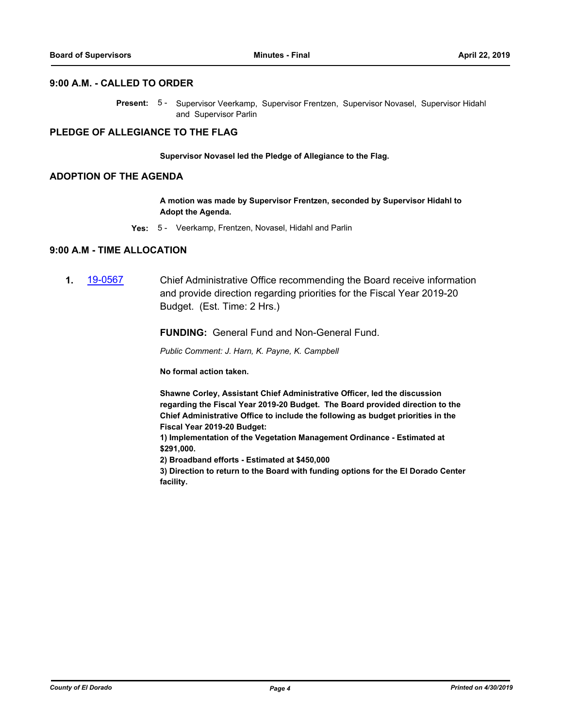## 9:00 A.M. - CALLED TO ORDER

**Present:** 5 - Supervisor Veerkamp, Supervisor Frentzen, Supervisor Novasel, Supervisor Hidahl and Supervisor Parlin

## PLEDGE OF ALLEGIANCE TO THE FLAG

**Supervisor Novasel led the Pledge of Allegiance to the Flag.**

## ADOPTION OF THE AGENDA

**A motion was made by Supervisor Frentzen, seconded by Supervisor Hidahl to Adopt the Agenda.**

**Yes:** 5 - Veerkamp, Frentzen, Novasel, Hidahl and Parlin

## 9:00 A.M - TIME ALLOCATION

**1.** 19-0567 Chief Administrative Office recommending the Board receive information and provide direction regarding priorities for the Fiscal Year 2019-20 Budget. (Est. Time: 2 Hrs.)

**FUNDING:** General Fund and Non-General Fund.

*Public Comment: J. Harn, K. Payne, K. Campbell*

**No formal action taken.**

**Shawne Corley, Assistant Chief Administrative Officer, led the discussion regarding the Fiscal Year 2019-20 Budget. The Board provided direction to the Chief Administrative Office to include the following as budget priorities in the Fiscal Year 2019-20 Budget:**
**1) Implementation of the Vegetation Management Ordinance - Estimated at $291,000.**
**2) Broadband efforts - Estimated at $450,000**
**3) Direction to return to the Board with funding options for the El Dorado Center facility.**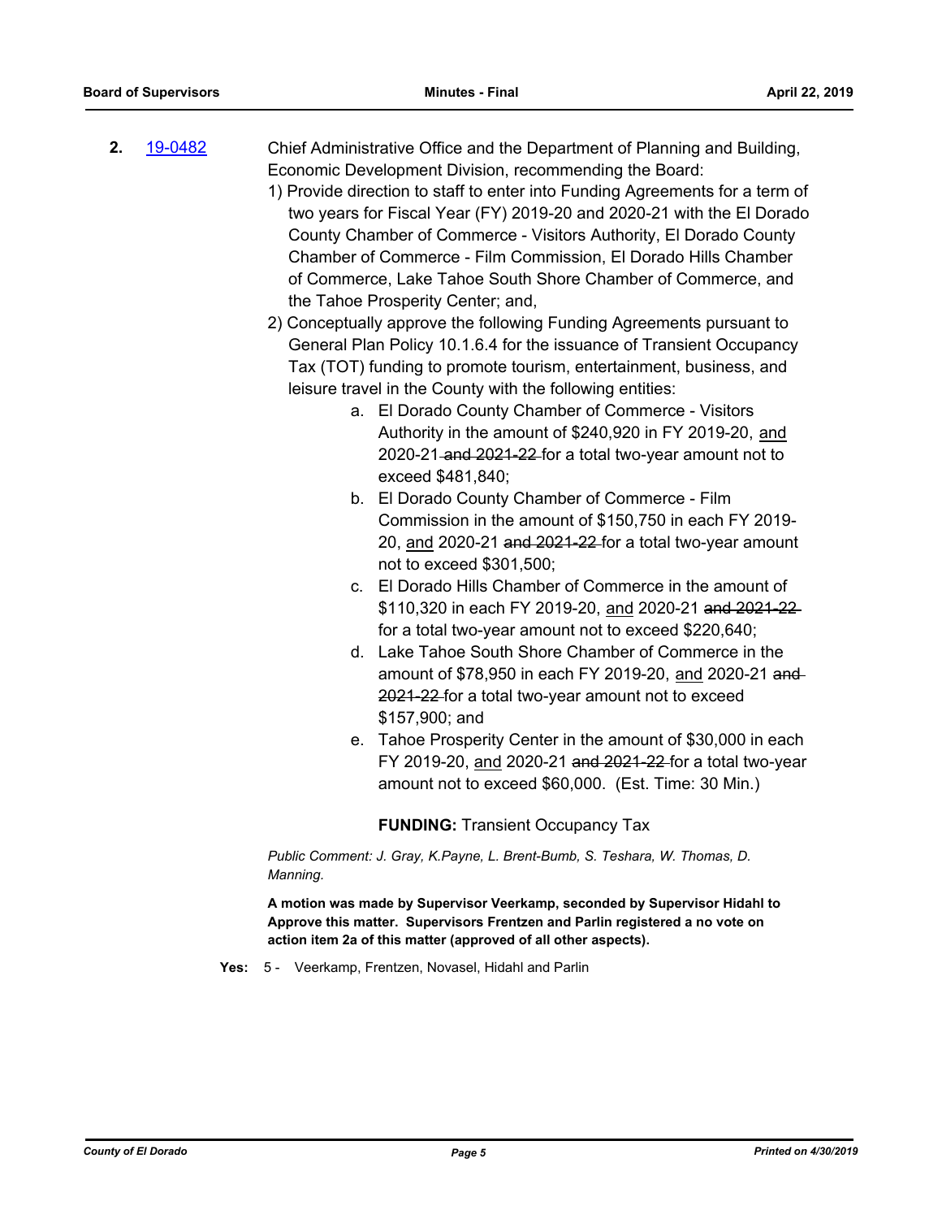**2.** [19-0482](19-0482)

Chief Administrative Office and the Department of Planning and Building, Economic Development Division, recommending the Board:

1) Provide direction to staff to enter into Funding Agreements for a term of two years for Fiscal Year (FY) 2019-20 and 2020-21 with the El Dorado County Chamber of Commerce - Visitors Authority, El Dorado County Chamber of Commerce - Film Commission, El Dorado Hills Chamber of Commerce, Lake Tahoe South Shore Chamber of Commerce, and the Tahoe Prosperity Center; and,

2) Conceptually approve the following Funding Agreements pursuant to General Plan Policy 10.1.6.4 for the issuance of Transient Occupancy Tax (TOT) funding to promote tourism, entertainment, business, and leisure travel in the County with the following entities:

a. El Dorado County Chamber of Commerce - Visitors Authority in the amount of $240,920 in FY 2019-20, <u>and</u> 2020-21 ~~and 2021-22~~ for a total two-year amount not to exceed $481,840;

b. El Dorado County Chamber of Commerce - Film Commission in the amount of $150,750 in each FY 2019-20, <u>and</u> 2020-21 ~~and 2021-22~~ for a total two-year amount not to exceed $301,500;

c. El Dorado Hills Chamber of Commerce in the amount of $110,320 in each FY 2019-20, <u>and</u> 2020-21 ~~and 2021-22~~ for a total two-year amount not to exceed $220,640;

d. Lake Tahoe South Shore Chamber of Commerce in the amount of $78,950 in each FY 2019-20, <u>and</u> 2020-21 ~~and 2021-22~~ for a total two-year amount not to exceed $157,900; and

e. Tahoe Prosperity Center in the amount of $30,000 in each FY 2019-20, <u>and</u> 2020-21 ~~and 2021-22~~ for a total two-year amount not to exceed $60,000. (Est. Time: 30 Min.)

**FUNDING:** Transient Occupancy Tax

*Public Comment: J. Gray, K.Payne, L. Brent-Bumb, S. Teshara, W. Thomas, D. Manning.*

**A motion was made by Supervisor Veerkamp, seconded by Supervisor Hidahl to Approve this matter. Supervisors Frentzen and Parlin registered a no vote on action item 2a of this matter (approved of all other aspects).**

**Yes:** 5 - Veerkamp, Frentzen, Novasel, Hidahl and Parlin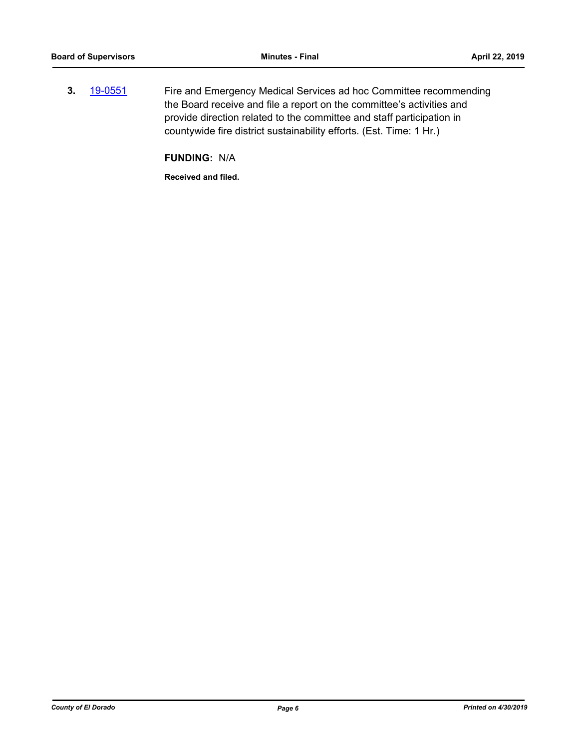**3.** [19-0551](19-0551) Fire and Emergency Medical Services ad hoc Committee recommending the Board receive and file a report on the committee's activities and provide direction related to the committee and staff participation in countywide fire district sustainability efforts. (Est. Time: 1 Hr.)

**FUNDING:** N/A

**Received and filed.**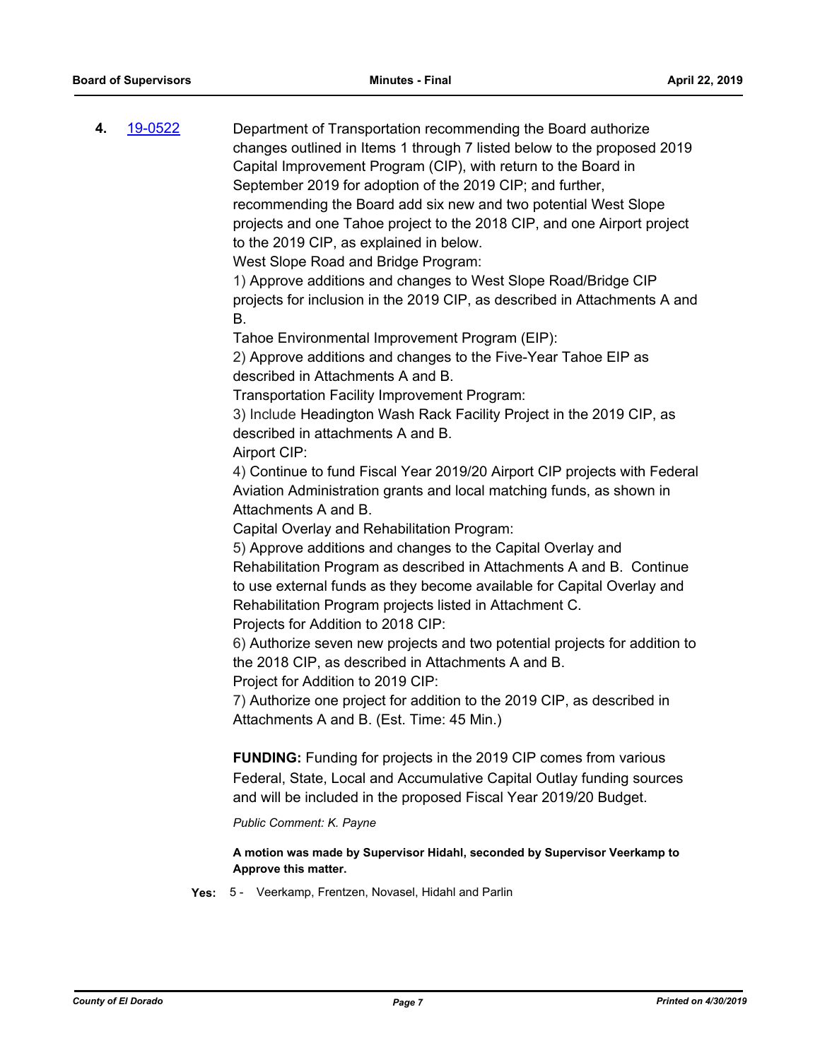**4.** [19-0522](19-0522)

Department of Transportation recommending the Board authorize changes outlined in Items 1 through 7 listed below to the proposed 2019 Capital Improvement Program (CIP), with return to the Board in September 2019 for adoption of the 2019 CIP; and further, recommending the Board add six new and two potential West Slope projects and one Tahoe project to the 2018 CIP, and one Airport project to the 2019 CIP, as explained in below.

West Slope Road and Bridge Program:

1) Approve additions and changes to West Slope Road/Bridge CIP projects for inclusion in the 2019 CIP, as described in Attachments A and B.

Tahoe Environmental Improvement Program (EIP):

2) Approve additions and changes to the Five-Year Tahoe EIP as described in Attachments A and B.

Transportation Facility Improvement Program:

3) Include Headington Wash Rack Facility Project in the 2019 CIP, as described in attachments A and B.

Airport CIP:

4) Continue to fund Fiscal Year 2019/20 Airport CIP projects with Federal Aviation Administration grants and local matching funds, as shown in Attachments A and B.

Capital Overlay and Rehabilitation Program:

5) Approve additions and changes to the Capital Overlay and Rehabilitation Program as described in Attachments A and B. Continue to use external funds as they become available for Capital Overlay and Rehabilitation Program projects listed in Attachment C.

Projects for Addition to 2018 CIP:

6) Authorize seven new projects and two potential projects for addition to the 2018 CIP, as described in Attachments A and B.

Project for Addition to 2019 CIP:

7) Authorize one project for addition to the 2019 CIP, as described in Attachments A and B. (Est. Time: 45 Min.)

**FUNDING:** Funding for projects in the 2019 CIP comes from various Federal, State, Local and Accumulative Capital Outlay funding sources and will be included in the proposed Fiscal Year 2019/20 Budget.

*Public Comment: K. Payne*

**A motion was made by Supervisor Hidahl, seconded by Supervisor Veerkamp to Approve this matter.**

**Yes:** 5 - Veerkamp, Frentzen, Novasel, Hidahl and Parlin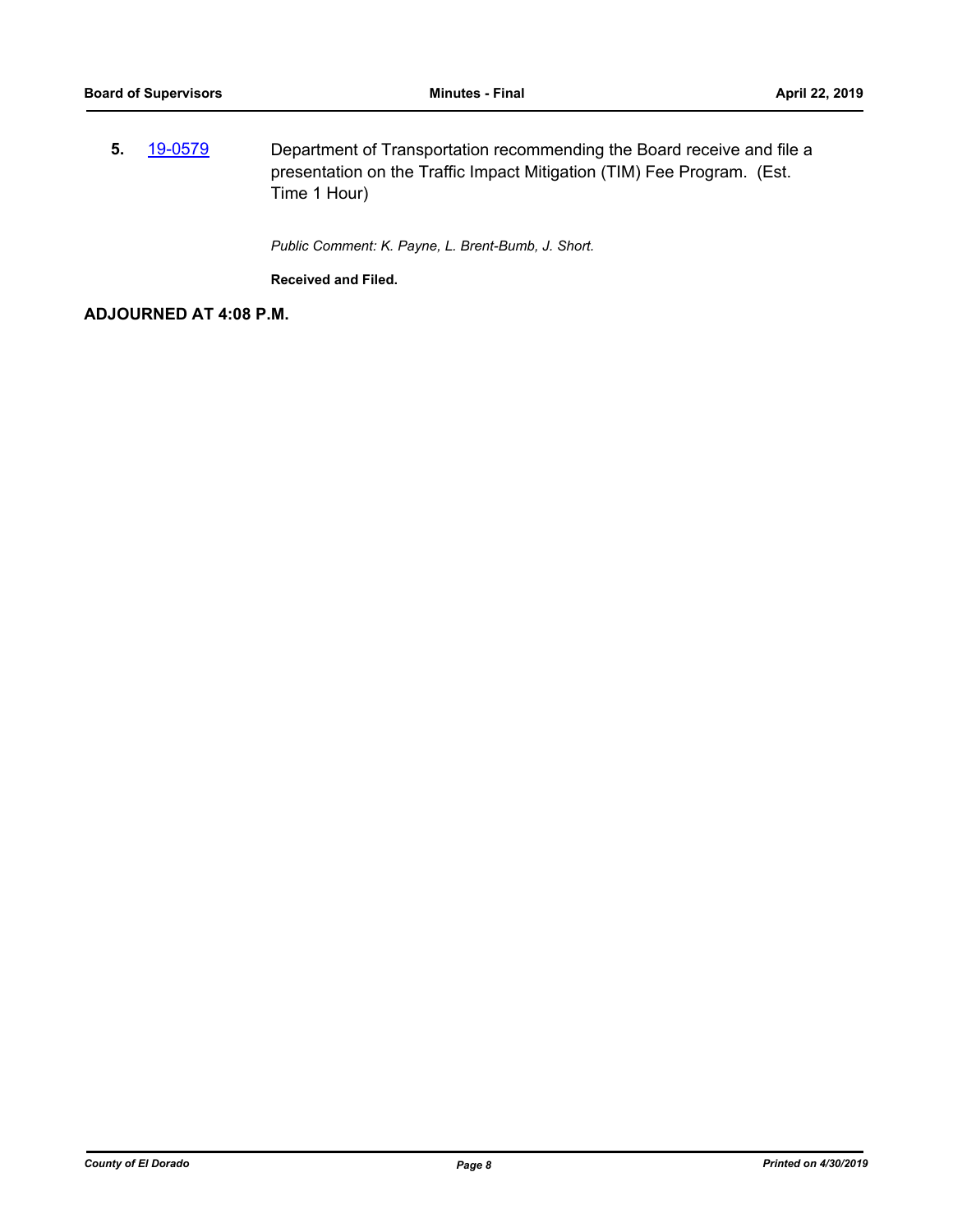**5.** [19-0579] Department of Transportation recommending the Board receive and file a presentation on the Traffic Impact Mitigation (TIM) Fee Program. (Est. Time 1 Hour)

*Public Comment: K. Payne, L. Brent-Bumb, J. Short.*

**Received and Filed.**

**ADJOURNED AT 4:08 P.M.**